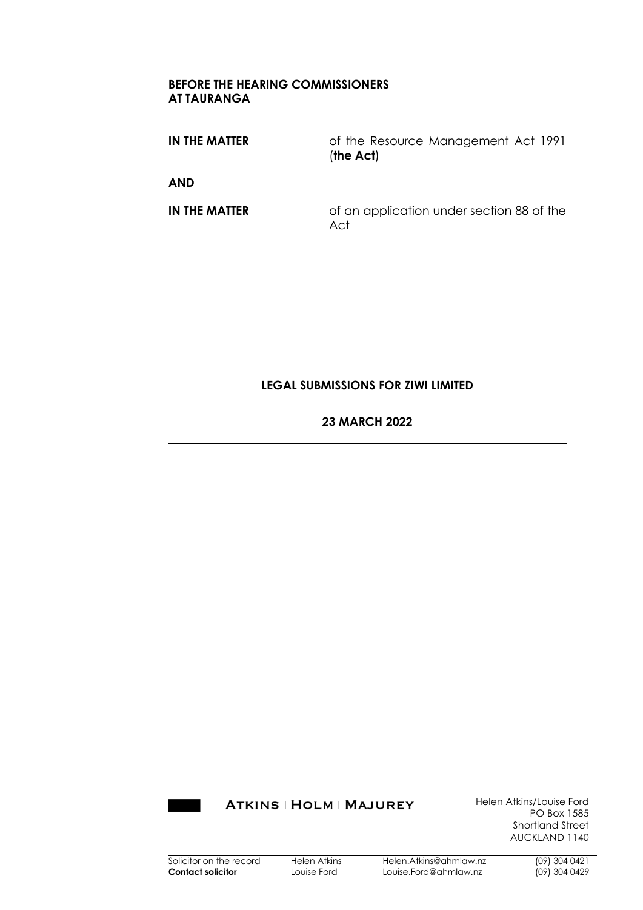**BEFORE THE HEARING COMMISSIONERS**
**AT TAURANGA**

| | |
|---|---|
| **IN THE MATTER** | of the Resource Management Act 1991 (**the Act**) |
| **AND** | |
| **IN THE MATTER** | of an application under section 88 of the Act |

---

**LEGAL SUBMISSIONS FOR ZIWI LIMITED**

**23 MARCH 2022**

---

ATKINS | HOLM | MAJUREY

Helen Atkins/Louise Ford
PO Box 1585
Shortland Street
AUCKLAND 1140

| | | | |
|---|---|---|---|
| Solicitor on the record | Helen Atkins | Helen.Atkins@ahmlaw.nz | (09) 304 0421 |
| **Contact solicitor** | Louise Ford | Louise.Ford@ahmlaw.nz | (09) 304 0429 |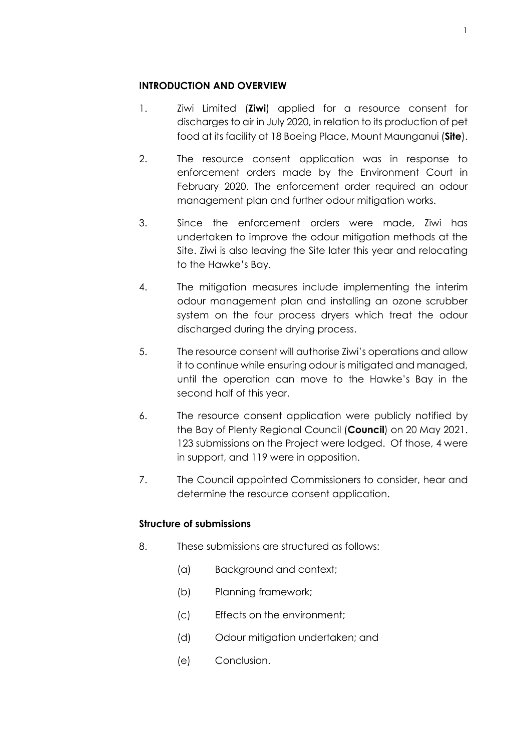## INTRODUCTION AND OVERVIEW

1. Ziwi Limited (**Ziwi**) applied for a resource consent for discharges to air in July 2020, in relation to its production of pet food at its facility at 18 Boeing Place, Mount Maunganui (**Site**).

2. The resource consent application was in response to enforcement orders made by the Environment Court in February 2020. The enforcement order required an odour management plan and further odour mitigation works.

3. Since the enforcement orders were made, Ziwi has undertaken to improve the odour mitigation methods at the Site. Ziwi is also leaving the Site later this year and relocating to the Hawke's Bay.

4. The mitigation measures include implementing the interim odour management plan and installing an ozone scrubber system on the four process dryers which treat the odour discharged during the drying process.

5. The resource consent will authorise Ziwi's operations and allow it to continue while ensuring odour is mitigated and managed, until the operation can move to the Hawke's Bay in the second half of this year.

6. The resource consent application were publicly notified by the Bay of Plenty Regional Council (**Council**) on 20 May 2021. 123 submissions on the Project were lodged. Of those, 4 were in support, and 119 were in opposition.

7. The Council appointed Commissioners to consider, hear and determine the resource consent application.

### Structure of submissions

8. These submissions are structured as follows:

   (a) Background and context;

   (b) Planning framework;

   (c) Effects on the environment;

   (d) Odour mitigation undertaken; and

   (e) Conclusion.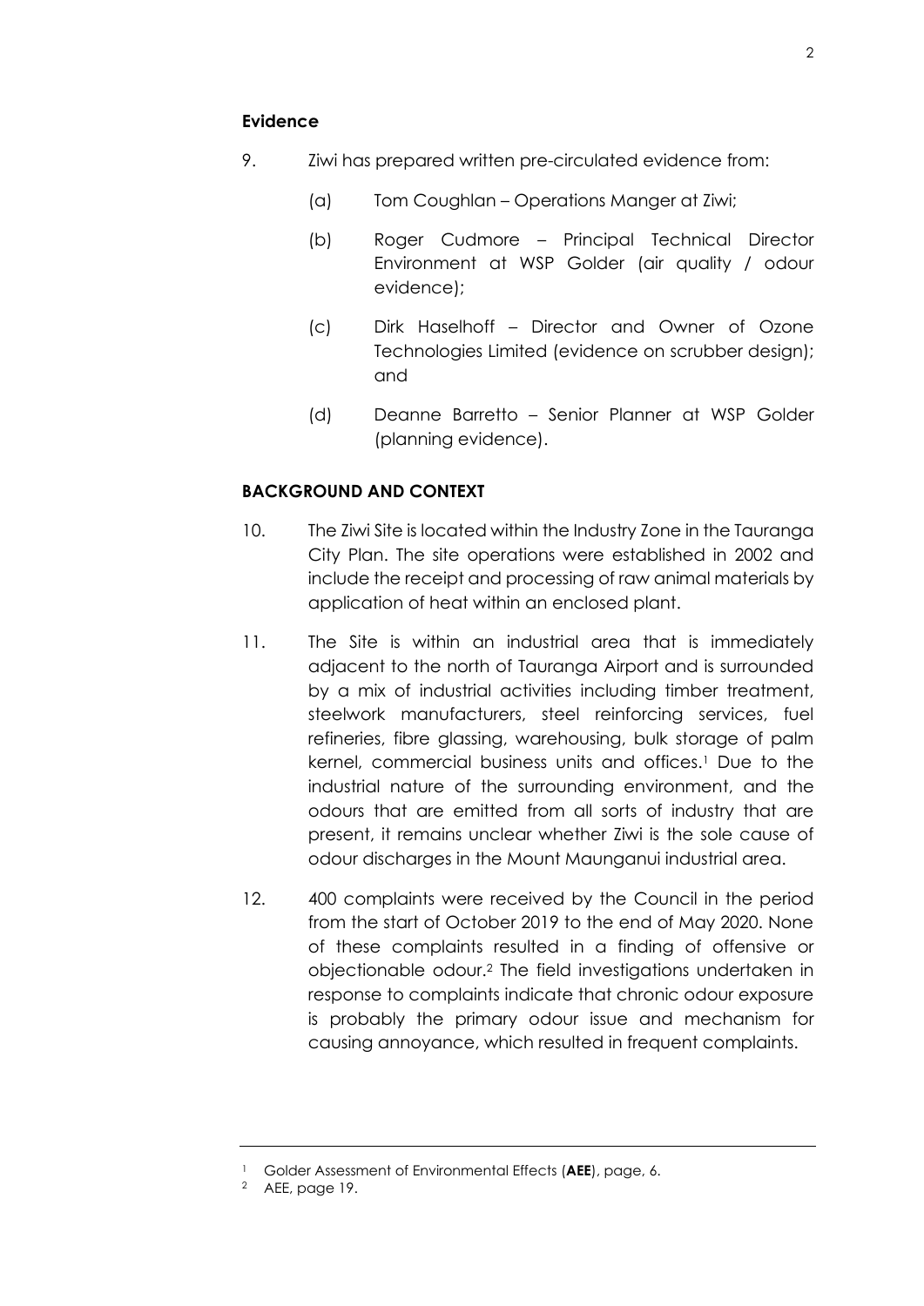## Evidence

9. Ziwi has prepared written pre-circulated evidence from:

   (a) Tom Coughlan – Operations Manger at Ziwi;

   (b) Roger Cudmore – Principal Technical Director Environment at WSP Golder (air quality / odour evidence);

   (c) Dirk Haselhoff – Director and Owner of Ozone Technologies Limited (evidence on scrubber design); and

   (d) Deanne Barretto – Senior Planner at WSP Golder (planning evidence).

## BACKGROUND AND CONTEXT

10. The Ziwi Site is located within the Industry Zone in the Tauranga City Plan. The site operations were established in 2002 and include the receipt and processing of raw animal materials by application of heat within an enclosed plant.

11. The Site is within an industrial area that is immediately adjacent to the north of Tauranga Airport and is surrounded by a mix of industrial activities including timber treatment, steelwork manufacturers, steel reinforcing services, fuel refineries, fibre glassing, warehousing, bulk storage of palm kernel, commercial business units and offices.[1] Due to the industrial nature of the surrounding environment, and the odours that are emitted from all sorts of industry that are present, it remains unclear whether Ziwi is the sole cause of odour discharges in the Mount Maunganui industrial area.

12. 400 complaints were received by the Council in the period from the start of October 2019 to the end of May 2020. None of these complaints resulted in a finding of offensive or objectionable odour.[2] The field investigations undertaken in response to complaints indicate that chronic odour exposure is probably the primary odour issue and mechanism for causing annoyance, which resulted in frequent complaints.

---

[1] Golder Assessment of Environmental Effects (**AEE**), page, 6.

[2] AEE, page 19.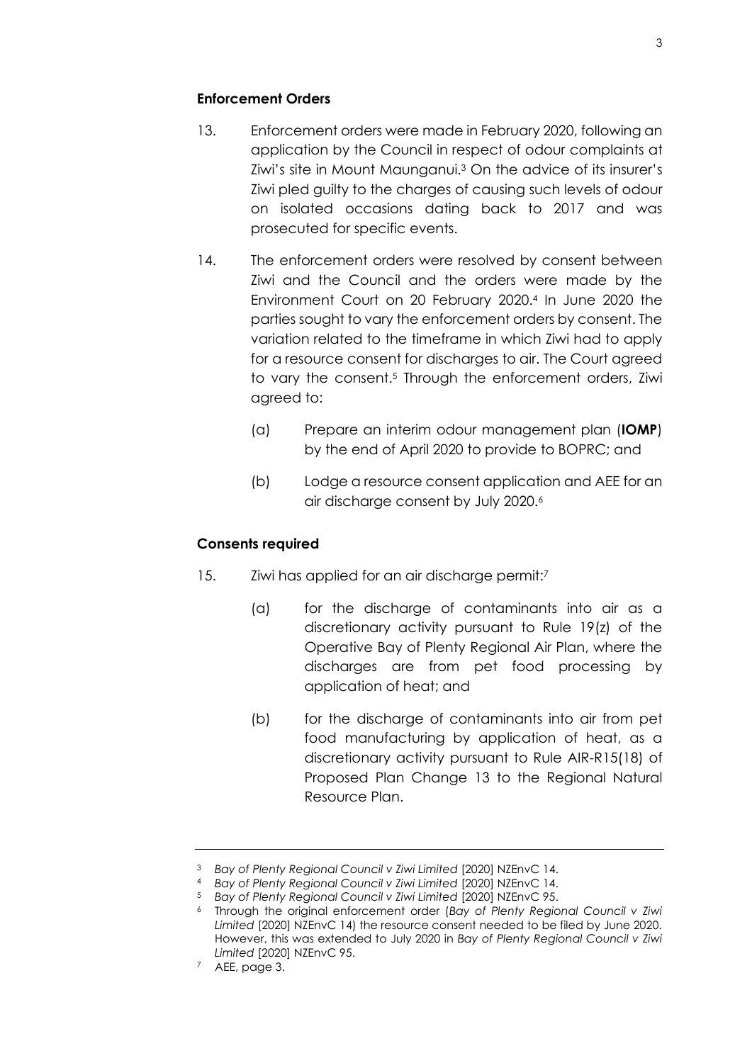**Enforcement Orders**

13. Enforcement orders were made in February 2020, following an application by the Council in respect of odour complaints at Ziwi's site in Mount Maunganui.[3] On the advice of its insurer's Ziwi pled guilty to the charges of causing such levels of odour on isolated occasions dating back to 2017 and was prosecuted for specific events.

14. The enforcement orders were resolved by consent between Ziwi and the Council and the orders were made by the Environment Court on 20 February 2020.[4] In June 2020 the parties sought to vary the enforcement orders by consent. The variation related to the timeframe in which Ziwi had to apply for a resource consent for discharges to air. The Court agreed to vary the consent.[5] Through the enforcement orders, Ziwi agreed to:

    (a) Prepare an interim odour management plan (**IOMP**) by the end of April 2020 to provide to BOPRC; and

    (b) Lodge a resource consent application and AEE for an air discharge consent by July 2020.[6]

**Consents required**

15. Ziwi has applied for an air discharge permit:[7]

    (a) for the discharge of contaminants into air as a discretionary activity pursuant to Rule 19(z) of the Operative Bay of Plenty Regional Air Plan, where the discharges are from pet food processing by application of heat; and

    (b) for the discharge of contaminants into air from pet food manufacturing by application of heat, as a discretionary activity pursuant to Rule AIR-R15(18) of Proposed Plan Change 13 to the Regional Natural Resource Plan.

---

[3] *Bay of Plenty Regional Council v Ziwi Limited* [2020] NZEnvC 14.

[4] *Bay of Plenty Regional Council v Ziwi Limited* [2020] NZEnvC 14.

[5] *Bay of Plenty Regional Council v Ziwi Limited* [2020] NZEnvC 95.

[6] Through the original enforcement order (*Bay of Plenty Regional Council v Ziwi Limited* [2020] NZEnvC 14) the resource consent needed to be filed by June 2020. However, this was extended to July 2020 in *Bay of Plenty Regional Council v Ziwi Limited* [2020] NZEnvC 95.

[7] AEE, page 3.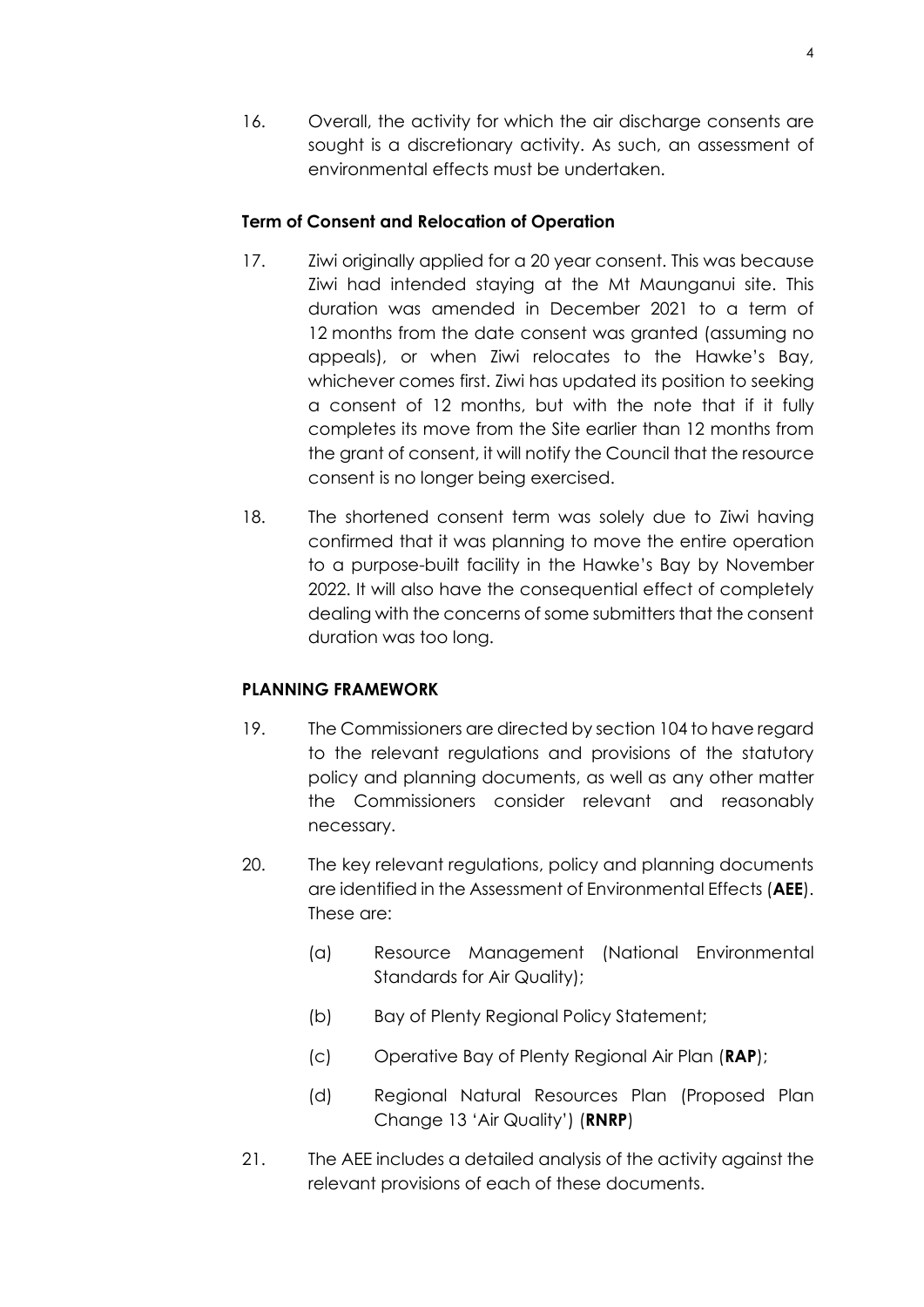16. Overall, the activity for which the air discharge consents are sought is a discretionary activity. As such, an assessment of environmental effects must be undertaken.

**Term of Consent and Relocation of Operation**

17. Ziwi originally applied for a 20 year consent. This was because Ziwi had intended staying at the Mt Maunganui site. This duration was amended in December 2021 to a term of 12 months from the date consent was granted (assuming no appeals), or when Ziwi relocates to the Hawke's Bay, whichever comes first. Ziwi has updated its position to seeking a consent of 12 months, but with the note that if it fully completes its move from the Site earlier than 12 months from the grant of consent, it will notify the Council that the resource consent is no longer being exercised.

18. The shortened consent term was solely due to Ziwi having confirmed that it was planning to move the entire operation to a purpose-built facility in the Hawke's Bay by November 2022. It will also have the consequential effect of completely dealing with the concerns of some submitters that the consent duration was too long.

**PLANNING FRAMEWORK**

19. The Commissioners are directed by section 104 to have regard to the relevant regulations and provisions of the statutory policy and planning documents, as well as any other matter the Commissioners consider relevant and reasonably necessary.

20. The key relevant regulations, policy and planning documents are identified in the Assessment of Environmental Effects (**AEE**). These are:

    (a) Resource Management (National Environmental Standards for Air Quality);

    (b) Bay of Plenty Regional Policy Statement;

    (c) Operative Bay of Plenty Regional Air Plan (**RAP**);

    (d) Regional Natural Resources Plan (Proposed Plan Change 13 'Air Quality') (**RNRP**)

21. The AEE includes a detailed analysis of the activity against the relevant provisions of each of these documents.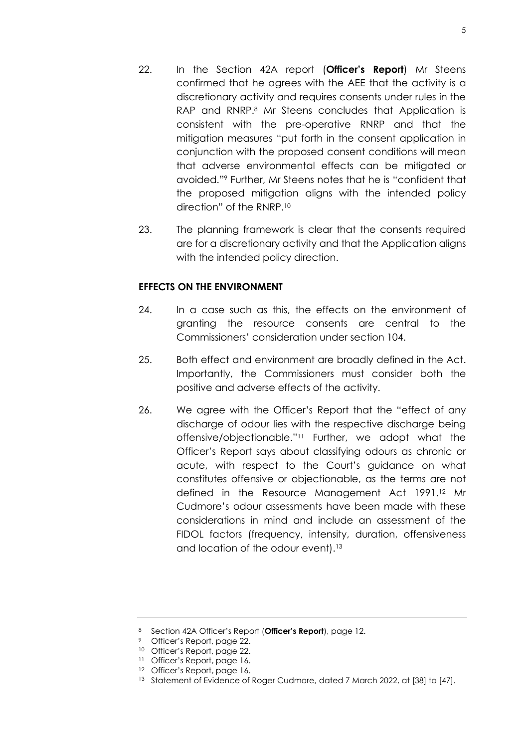22. In the Section 42A report (**Officer's Report**) Mr Steens confirmed that he agrees with the AEE that the activity is a discretionary activity and requires consents under rules in the RAP and RNRP.[8] Mr Steens concludes that Application is consistent with the pre-operative RNRP and that the mitigation measures "put forth in the consent application in conjunction with the proposed consent conditions will mean that adverse environmental effects can be mitigated or avoided."[9] Further, Mr Steens notes that he is "confident that the proposed mitigation aligns with the intended policy direction" of the RNRP.[10]

23. The planning framework is clear that the consents required are for a discretionary activity and that the Application aligns with the intended policy direction.

**EFFECTS ON THE ENVIRONMENT**

24. In a case such as this, the effects on the environment of granting the resource consents are central to the Commissioners' consideration under section 104.

25. Both effect and environment are broadly defined in the Act. Importantly, the Commissioners must consider both the positive and adverse effects of the activity.

26. We agree with the Officer's Report that the "effect of any discharge of odour lies with the respective discharge being offensive/objectionable."[11] Further, we adopt what the Officer's Report says about classifying odours as chronic or acute, with respect to the Court's guidance on what constitutes offensive or objectionable, as the terms are not defined in the Resource Management Act 1991.[12] Mr Cudmore's odour assessments have been made with these considerations in mind and include an assessment of the FIDOL factors (frequency, intensity, duration, offensiveness and location of the odour event).[13]

---

[8] Section 42A Officer's Report (**Officer's Report**), page 12.

[9] Officer's Report, page 22.

[10] Officer's Report, page 22.

[11] Officer's Report, page 16.

[12] Officer's Report, page 16.

[13] Statement of Evidence of Roger Cudmore, dated 7 March 2022, at [38] to [47].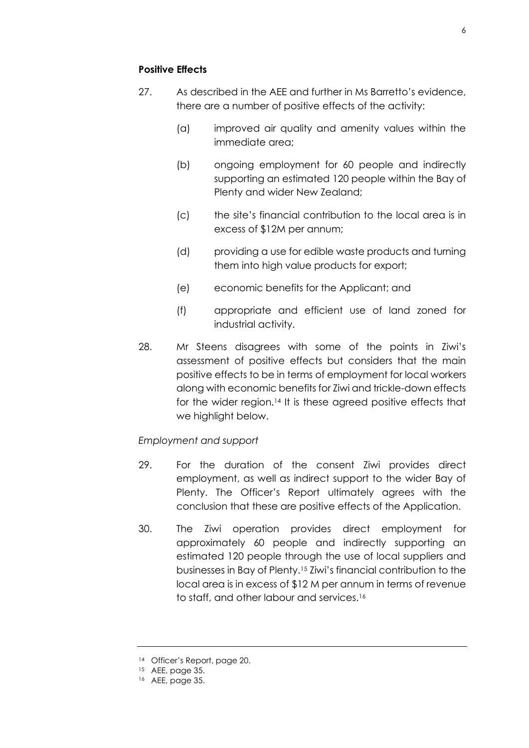**Positive Effects**

27. As described in the AEE and further in Ms Barretto's evidence, there are a number of positive effects of the activity:

    (a) improved air quality and amenity values within the immediate area;

    (b) ongoing employment for 60 people and indirectly supporting an estimated 120 people within the Bay of Plenty and wider New Zealand;

    (c) the site's financial contribution to the local area is in excess of $12M per annum;

    (d) providing a use for edible waste products and turning them into high value products for export;

    (e) economic benefits for the Applicant; and

    (f) appropriate and efficient use of land zoned for industrial activity.

28. Mr Steens disagrees with some of the points in Ziwi's assessment of positive effects but considers that the main positive effects to be in terms of employment for local workers along with economic benefits for Ziwi and trickle-down effects for the wider region.[14] It is these agreed positive effects that we highlight below.

*Employment and support*

29. For the duration of the consent Ziwi provides direct employment, as well as indirect support to the wider Bay of Plenty. The Officer's Report ultimately agrees with the conclusion that these are positive effects of the Application.

30. The Ziwi operation provides direct employment for approximately 60 people and indirectly supporting an estimated 120 people through the use of local suppliers and businesses in Bay of Plenty.[15] Ziwi's financial contribution to the local area is in excess of $12 M per annum in terms of revenue to staff, and other labour and services.[16]

---

[14] Officer's Report, page 20.

[15] AEE, page 35.

[16] AEE, page 35.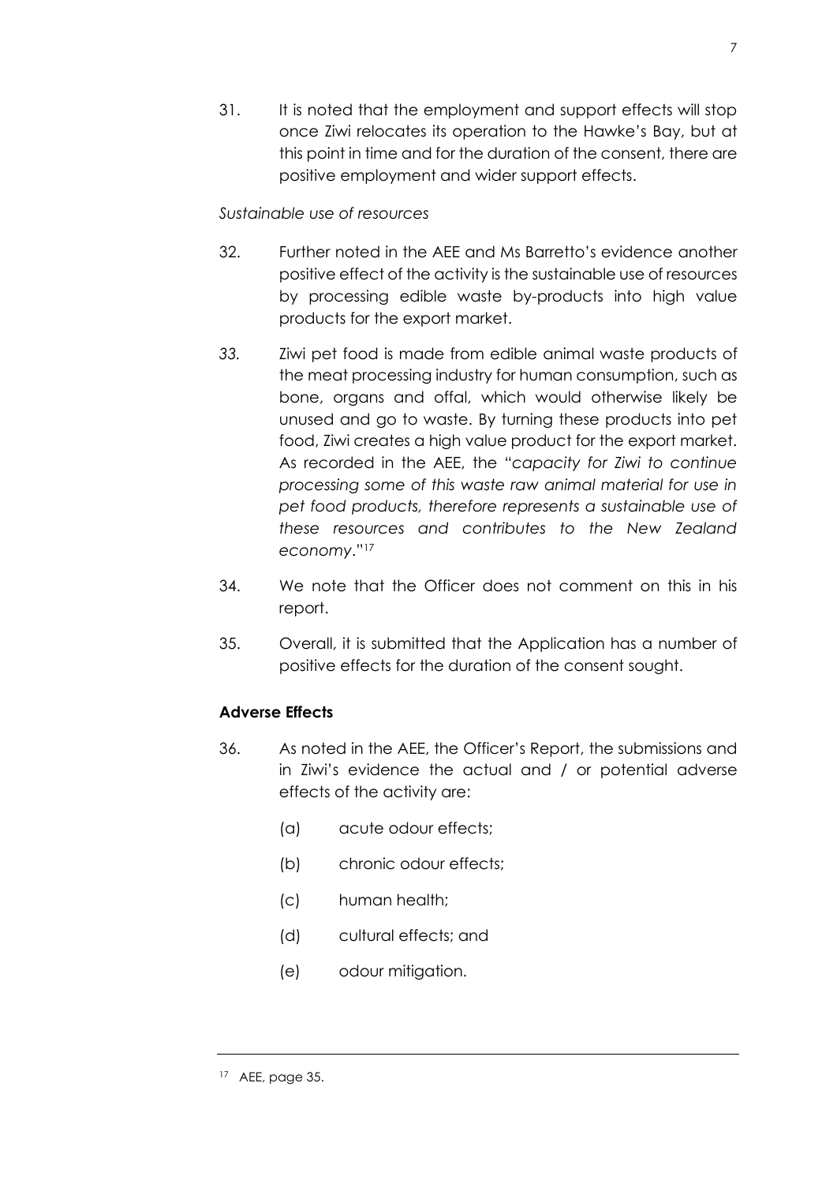31. It is noted that the employment and support effects will stop once Ziwi relocates its operation to the Hawke's Bay, but at this point in time and for the duration of the consent, there are positive employment and wider support effects.

*Sustainable use of resources*

32. Further noted in the AEE and Ms Barretto's evidence another positive effect of the activity is the sustainable use of resources by processing edible waste by-products into high value products for the export market.

33. Ziwi pet food is made from edible animal waste products of the meat processing industry for human consumption, such as bone, organs and offal, which would otherwise likely be unused and go to waste. By turning these products into pet food, Ziwi creates a high value product for the export market. As recorded in the AEE, the "*capacity for Ziwi to continue processing some of this waste raw animal material for use in pet food products, therefore represents a sustainable use of these resources and contributes to the New Zealand economy*."[17]

34. We note that the Officer does not comment on this in his report.

35. Overall, it is submitted that the Application has a number of positive effects for the duration of the consent sought.

**Adverse Effects**

36. As noted in the AEE, the Officer's Report, the submissions and in Ziwi's evidence the actual and / or potential adverse effects of the activity are:

    (a) acute odour effects;

    (b) chronic odour effects;

    (c) human health;

    (d) cultural effects; and

    (e) odour mitigation.

---

[17] AEE, page 35.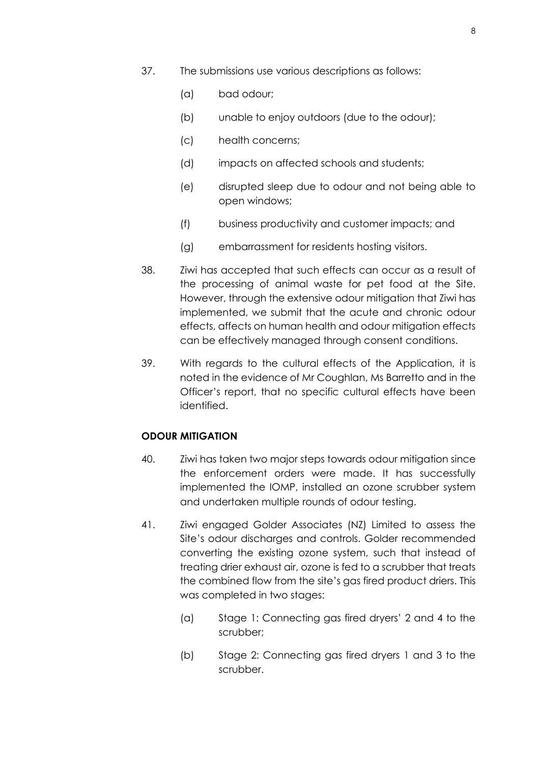37. The submissions use various descriptions as follows:

    (a) bad odour;

    (b) unable to enjoy outdoors (due to the odour);

    (c) health concerns;

    (d) impacts on affected schools and students;

    (e) disrupted sleep due to odour and not being able to open windows;

    (f) business productivity and customer impacts; and

    (g) embarrassment for residents hosting visitors.

38. Ziwi has accepted that such effects can occur as a result of the processing of animal waste for pet food at the Site. However, through the extensive odour mitigation that Ziwi has implemented, we submit that the acute and chronic odour effects, affects on human health and odour mitigation effects can be effectively managed through consent conditions.

39. With regards to the cultural effects of the Application, it is noted in the evidence of Mr Coughlan, Ms Barretto and in the Officer's report, that no specific cultural effects have been identified.

**ODOUR MITIGATION**

40. Ziwi has taken two major steps towards odour mitigation since the enforcement orders were made. It has successfully implemented the IOMP, installed an ozone scrubber system and undertaken multiple rounds of odour testing.

41. Ziwi engaged Golder Associates (NZ) Limited to assess the Site's odour discharges and controls. Golder recommended converting the existing ozone system, such that instead of treating drier exhaust air, ozone is fed to a scrubber that treats the combined flow from the site's gas fired product driers. This was completed in two stages:

    (a) Stage 1: Connecting gas fired dryers' 2 and 4 to the scrubber;

    (b) Stage 2: Connecting gas fired dryers 1 and 3 to the scrubber.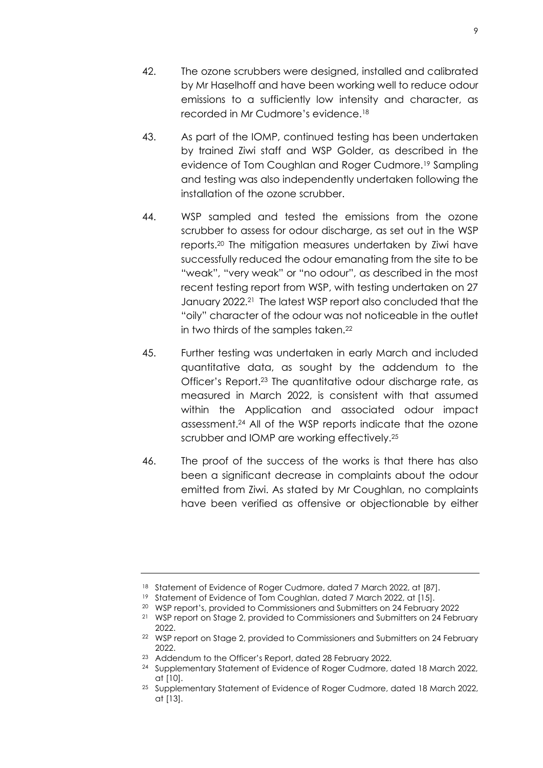42. The ozone scrubbers were designed, installed and calibrated by Mr Haselhoff and have been working well to reduce odour emissions to a sufficiently low intensity and character, as recorded in Mr Cudmore's evidence.[18]

43. As part of the IOMP, continued testing has been undertaken by trained Ziwi staff and WSP Golder, as described in the evidence of Tom Coughlan and Roger Cudmore.[19] Sampling and testing was also independently undertaken following the installation of the ozone scrubber.

44. WSP sampled and tested the emissions from the ozone scrubber to assess for odour discharge, as set out in the WSP reports.[20] The mitigation measures undertaken by Ziwi have successfully reduced the odour emanating from the site to be "weak", "very weak" or "no odour", as described in the most recent testing report from WSP, with testing undertaken on 27 January 2022.[21] The latest WSP report also concluded that the "oily" character of the odour was not noticeable in the outlet in two thirds of the samples taken.[22]

45. Further testing was undertaken in early March and included quantitative data, as sought by the addendum to the Officer's Report.[23] The quantitative odour discharge rate, as measured in March 2022, is consistent with that assumed within the Application and associated odour impact assessment.[24] All of the WSP reports indicate that the ozone scrubber and IOMP are working effectively.[25]

46. The proof of the success of the works is that there has also been a significant decrease in complaints about the odour emitted from Ziwi. As stated by Mr Coughlan, no complaints have been verified as offensive or objectionable by either

---

[18] Statement of Evidence of Roger Cudmore, dated 7 March 2022, at [87].

[19] Statement of Evidence of Tom Coughlan, dated 7 March 2022, at [15].

[20] WSP report's, provided to Commissioners and Submitters on 24 February 2022

[21] WSP report on Stage 2, provided to Commissioners and Submitters on 24 February 2022.

[22] WSP report on Stage 2, provided to Commissioners and Submitters on 24 February 2022.

[23] Addendum to the Officer's Report, dated 28 February 2022.

[24] Supplementary Statement of Evidence of Roger Cudmore, dated 18 March 2022, at [10].

[25] Supplementary Statement of Evidence of Roger Cudmore, dated 18 March 2022, at [13].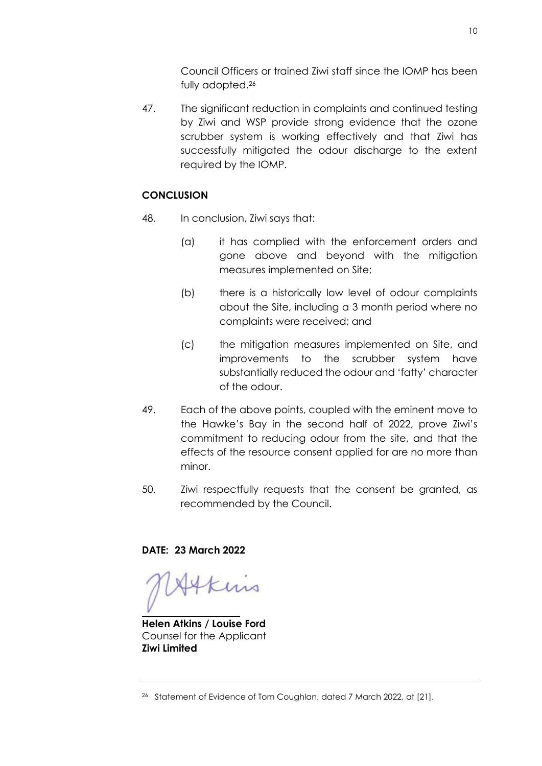Council Officers or trained Ziwi staff since the IOMP has been fully adopted.[26]

47. The significant reduction in complaints and continued testing by Ziwi and WSP provide strong evidence that the ozone scrubber system is working effectively and that Ziwi has successfully mitigated the odour discharge to the extent required by the IOMP.

**CONCLUSION**

48. In conclusion, Ziwi says that:

    (a) it has complied with the enforcement orders and gone above and beyond with the mitigation measures implemented on Site;

    (b) there is a historically low level of odour complaints about the Site, including a 3 month period where no complaints were received; and

    (c) the mitigation measures implemented on Site, and improvements to the scrubber system have substantially reduced the odour and 'fatty' character of the odour.

49. Each of the above points, coupled with the eminent move to the Hawke's Bay in the second half of 2022, prove Ziwi's commitment to reducing odour from the site, and that the effects of the resource consent applied for are no more than minor.

50. Ziwi respectfully requests that the consent be granted, as recommended by the Council.

**DATE: 23 March 2022**

**Helen Atkins / Louise Ford**
Counsel for the Applicant
**Ziwi Limited**

---

[26] Statement of Evidence of Tom Coughlan, dated 7 March 2022, at [21].